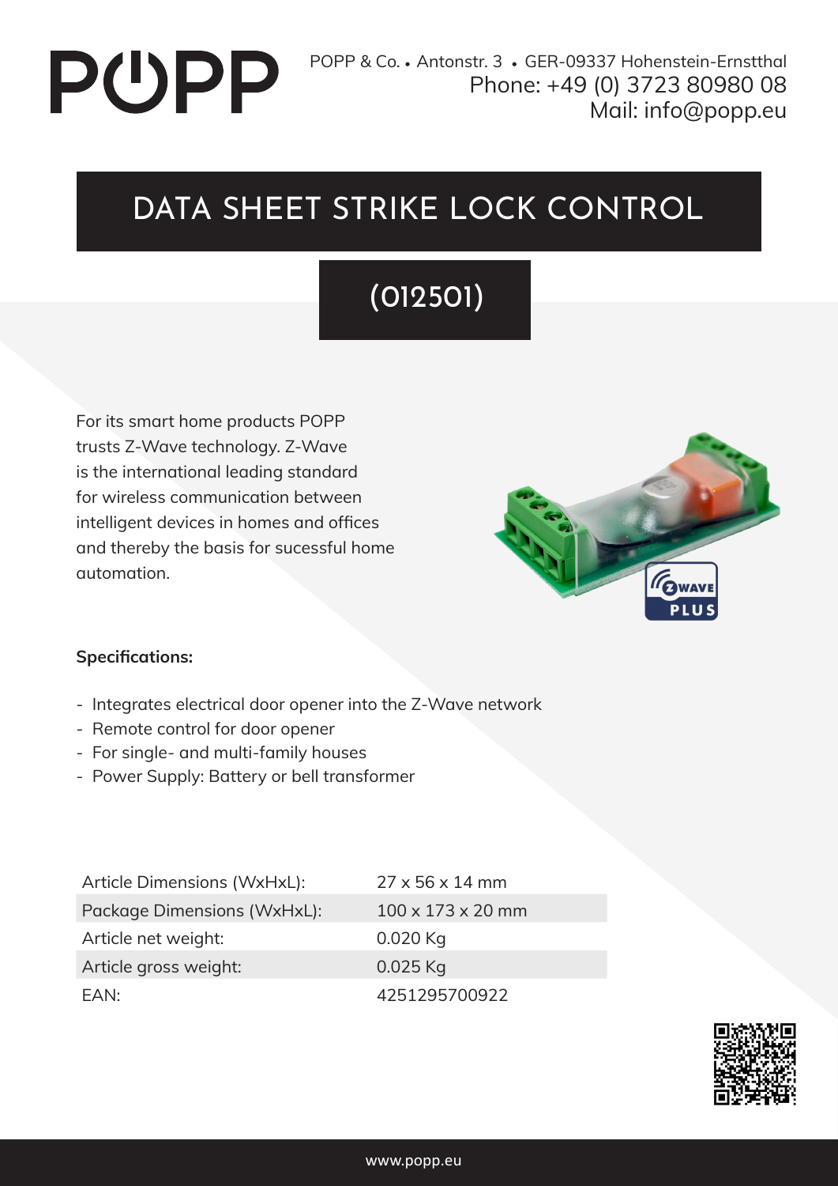POPP

POPP & Co. • Antonstr. 3 • GER-09337 Hohenstein-Ernstthal
Phone: +49 (0) 3723 80980 08
Mail: info@popp.eu

# DATA SHEET STRIKE LOCK CONTROL

## (012501)

For its smart home products POPP trusts Z-Wave technology. Z-Wave is the international leading standard for wireless communication between intelligent devices in homes and offices and thereby the basis for sucessful home automation.

**Specifications:**

- Integrates electrical door opener into the Z-Wave network
- Remote control for door opener
- For single- and multi-family houses
- Power Supply: Battery or bell transformer

| | |
|---|---|
| Article Dimensions (WxHxL): | 27 x 56 x 14 mm |
| Package Dimensions (WxHxL): | 100 x 173 x 20 mm |
| Article net weight: | 0.020 Kg |
| Article gross weight: | 0.025 Kg |
| EAN: | 4251295700922 |

www.popp.eu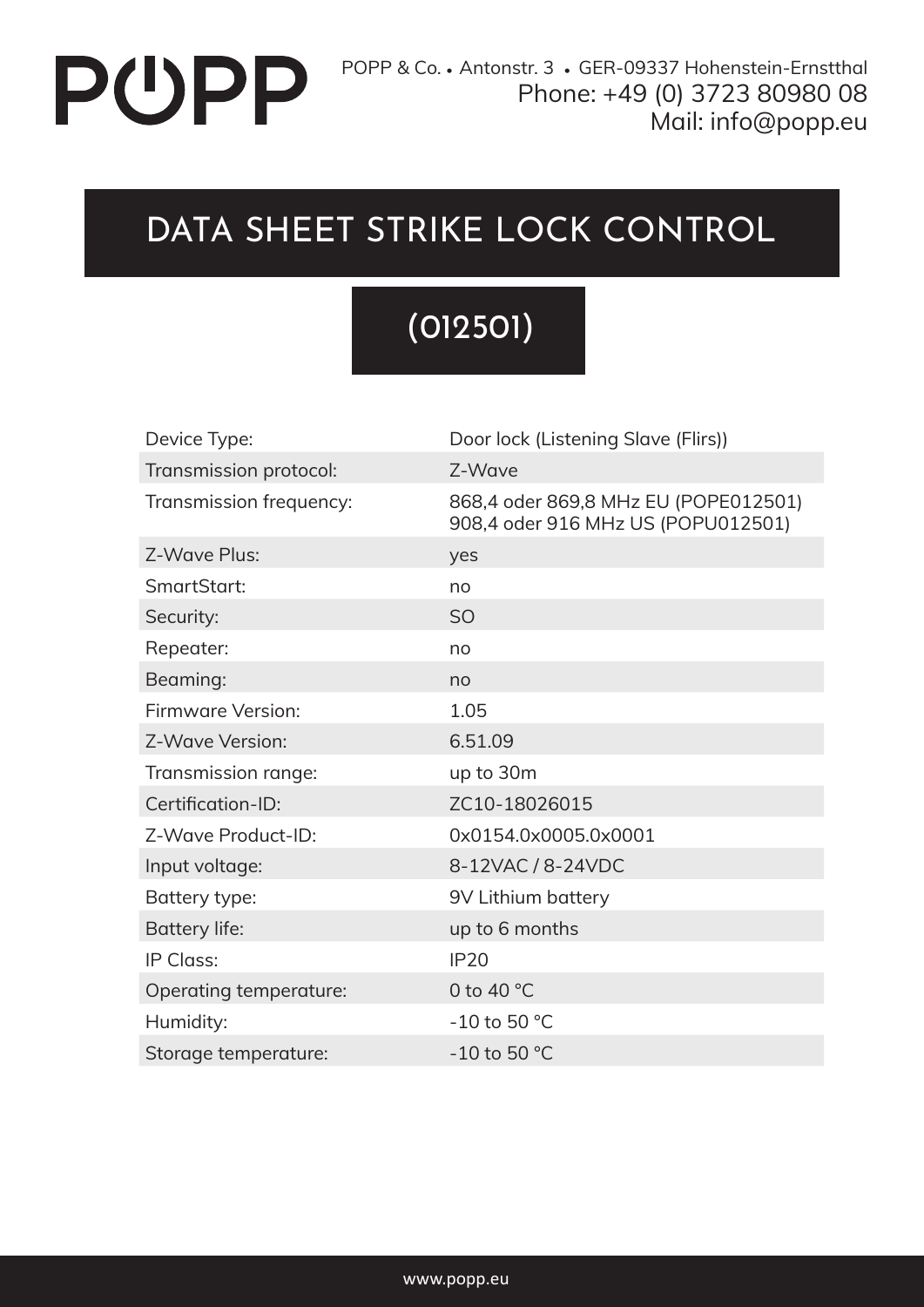POPP

POPP & Co. • Antonstr. 3 • GER-09337 Hohenstein-Ernstthal
Phone: +49 (0) 3723 80980 08
Mail: info@popp.eu

# DATA SHEET STRIKE LOCK CONTROL

## (012501)

| | |
|---|---|
| Device Type: | Door lock (Listening Slave (Flirs)) |
| Transmission protocol: | Z-Wave |
| Transmission frequency: | 868,4 oder 869,8 MHz EU (POPE012501)<br>908,4 oder 916 MHz US (POPU012501) |
| Z-Wave Plus: | yes |
| SmartStart: | no |
| Security: | SO |
| Repeater: | no |
| Beaming: | no |
| Firmware Version: | 1.05 |
| Z-Wave Version: | 6.51.09 |
| Transmission range: | up to 30m |
| Certification-ID: | ZC10-18026015 |
| Z-Wave Product-ID: | 0x0154.0x0005.0x0001 |
| Input voltage: | 8-12VAC / 8-24VDC |
| Battery type: | 9V Lithium battery |
| Battery life: | up to 6 months |
| IP Class: | IP20 |
| Operating temperature: | 0 to 40 °C |
| Humidity: | -10 to 50 °C |
| Storage temperature: | -10 to 50 °C |

www.popp.eu